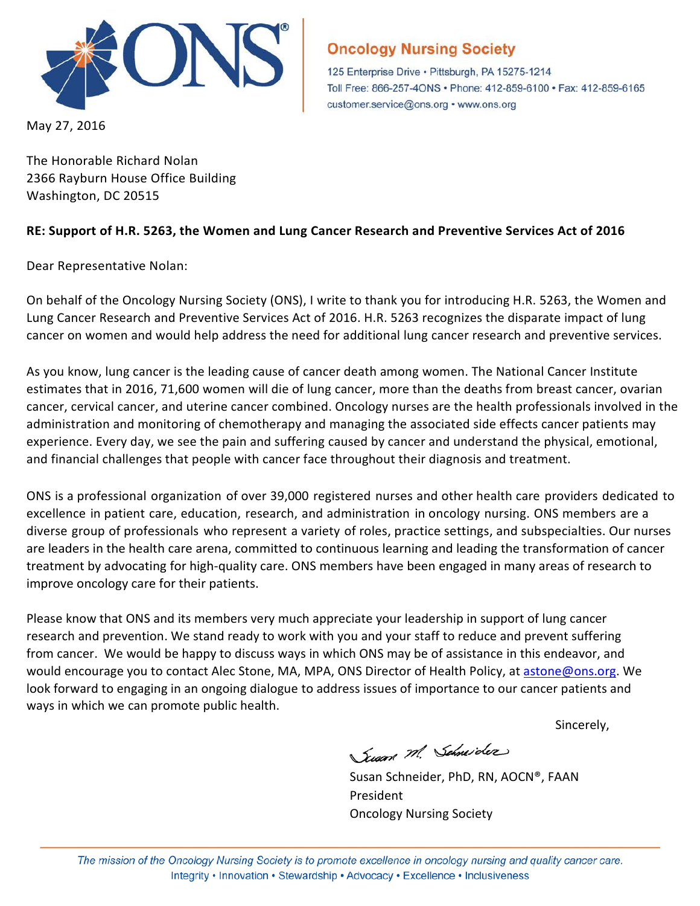**Oncology Nursing Society**

125 Enterprise Drive • Pittsburgh, PA 15275-1214
Toll Free: 866-257-4ONS • Phone: 412-859-6100 • Fax: 412-859-6165
customer.service@ons.org • www.ons.org

May 27, 2016

The Honorable Richard Nolan
2366 Rayburn House Office Building
Washington, DC 20515

**RE: Support of H.R. 5263, the Women and Lung Cancer Research and Preventive Services Act of 2016**

Dear Representative Nolan:

On behalf of the Oncology Nursing Society (ONS), I write to thank you for introducing H.R. 5263, the Women and Lung Cancer Research and Preventive Services Act of 2016. H.R. 5263 recognizes the disparate impact of lung cancer on women and would help address the need for additional lung cancer research and preventive services.

As you know, lung cancer is the leading cause of cancer death among women. The National Cancer Institute estimates that in 2016, 71,600 women will die of lung cancer, more than the deaths from breast cancer, ovarian cancer, cervical cancer, and uterine cancer combined. Oncology nurses are the health professionals involved in the administration and monitoring of chemotherapy and managing the associated side effects cancer patients may experience. Every day, we see the pain and suffering caused by cancer and understand the physical, emotional, and financial challenges that people with cancer face throughout their diagnosis and treatment.

ONS is a professional organization of over 39,000 registered nurses and other health care providers dedicated to excellence in patient care, education, research, and administration in oncology nursing. ONS members are a diverse group of professionals who represent a variety of roles, practice settings, and subspecialties. Our nurses are leaders in the health care arena, committed to continuous learning and leading the transformation of cancer treatment by advocating for high-quality care. ONS members have been engaged in many areas of research to improve oncology care for their patients.

Please know that ONS and its members very much appreciate your leadership in support of lung cancer research and prevention. We stand ready to work with you and your staff to reduce and prevent suffering from cancer. We would be happy to discuss ways in which ONS may be of assistance in this endeavor, and would encourage you to contact Alec Stone, MA, MPA, ONS Director of Health Policy, at astone@ons.org. We look forward to engaging in an ongoing dialogue to address issues of importance to our cancer patients and ways in which we can promote public health.

Sincerely,

Susan M. Schneider

Susan Schneider, PhD, RN, AOCN®, FAAN
President
Oncology Nursing Society

*The mission of the Oncology Nursing Society is to promote excellence in oncology nursing and quality cancer care.*
Integrity • Innovation • Stewardship • Advocacy • Excellence • Inclusiveness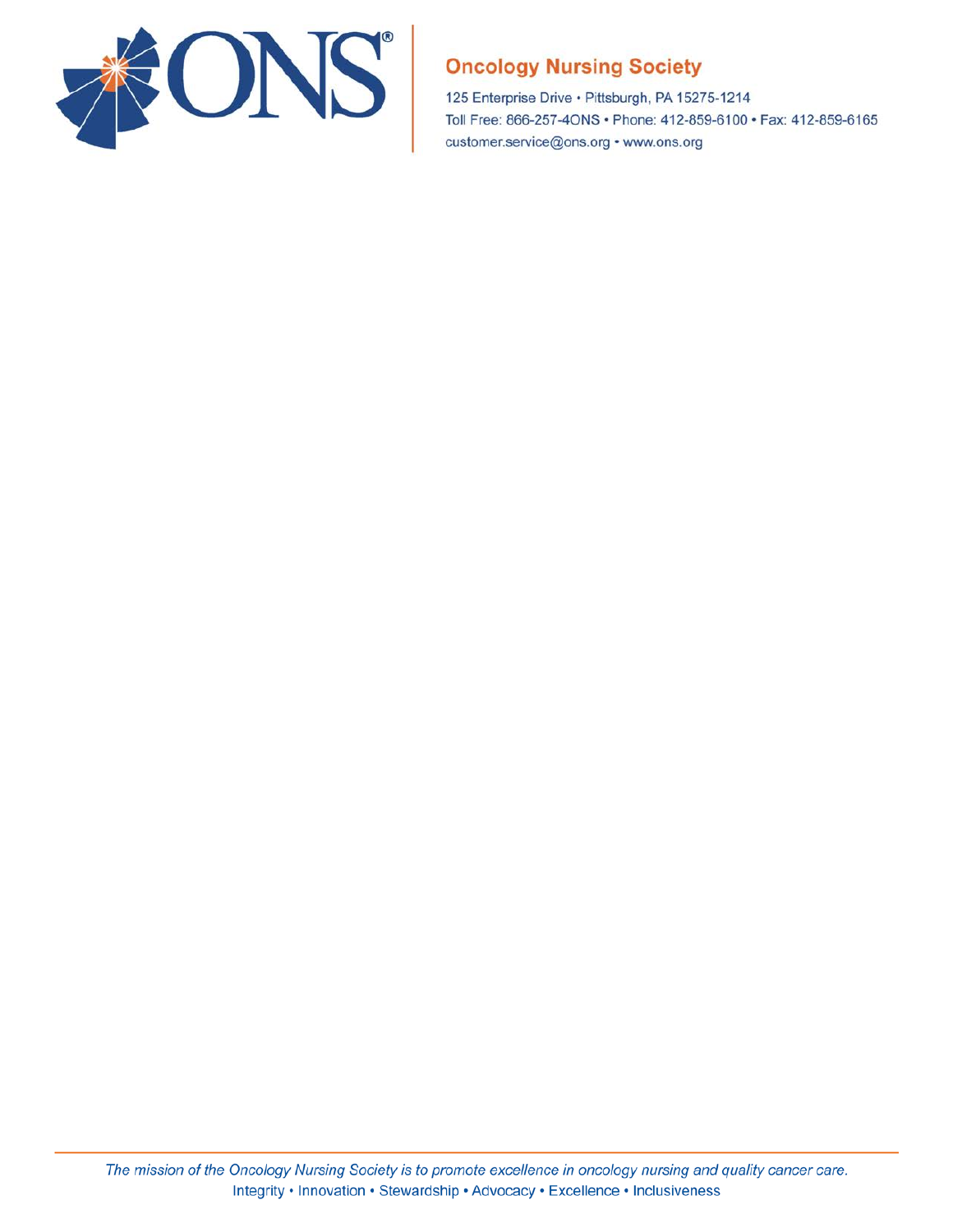# Oncology Nursing Society

125 Enterprise Drive • Pittsburgh, PA 15275-1214
Toll Free: 866-257-4ONS • Phone: 412-859-6100 • Fax: 412-859-6165
customer.service@ons.org • www.ons.org

*The mission of the Oncology Nursing Society is to promote excellence in oncology nursing and quality cancer care.*
Integrity • Innovation • Stewardship • Advocacy • Excellence • Inclusiveness